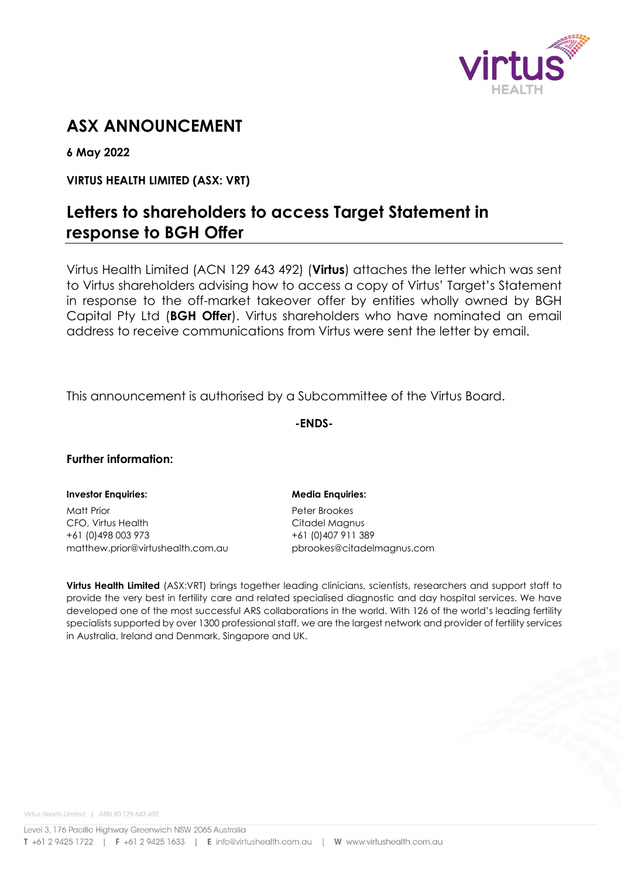# ASX ANNOUNCEMENT

**6 May 2022**

**VIRTUS HEALTH LIMITED (ASX: VRT)**

## Letters to shareholders to access Target Statement in response to BGH Offer

Virtus Health Limited (ACN 129 643 492) (**Virtus**) attaches the letter which was sent to Virtus shareholders advising how to access a copy of Virtus' Target's Statement in response to the off-market takeover offer by entities wholly owned by BGH Capital Pty Ltd (**BGH Offer**). Virtus shareholders who have nominated an email address to receive communications from Virtus were sent the letter by email.

This announcement is authorised by a Subcommittee of the Virtus Board.

**-ENDS-**

### Further information:

**Investor Enquiries:**

Matt Prior
CFO, Virtus Health
+61 (0)498 003 973
matthew.prior@virtushealth.com.au

**Media Enquiries:**

Peter Brookes
Citadel Magnus
+61 (0)407 911 389
pbrookes@citadelmagnus.com

**Virtus Health Limited** (ASX:VRT) brings together leading clinicians, scientists, researchers and support staff to provide the very best in fertility care and related specialised diagnostic and day hospital services. We have developed one of the most successful ARS collaborations in the world. With 126 of the world's leading fertility specialists supported by over 1300 professional staff, we are the largest network and provider of fertility services in Australia, Ireland and Denmark, Singapore and UK.

Virtus Health Limited | ABN 80 129 643 492

Level 3, 176 Pacific Highway Greenwich NSW 2065 Australia
**T** +61 2 9425 1722 | **F** +61 2 9425 1633 | **E** info@virtushealth.com.au | **W** www.virtushealth.com.au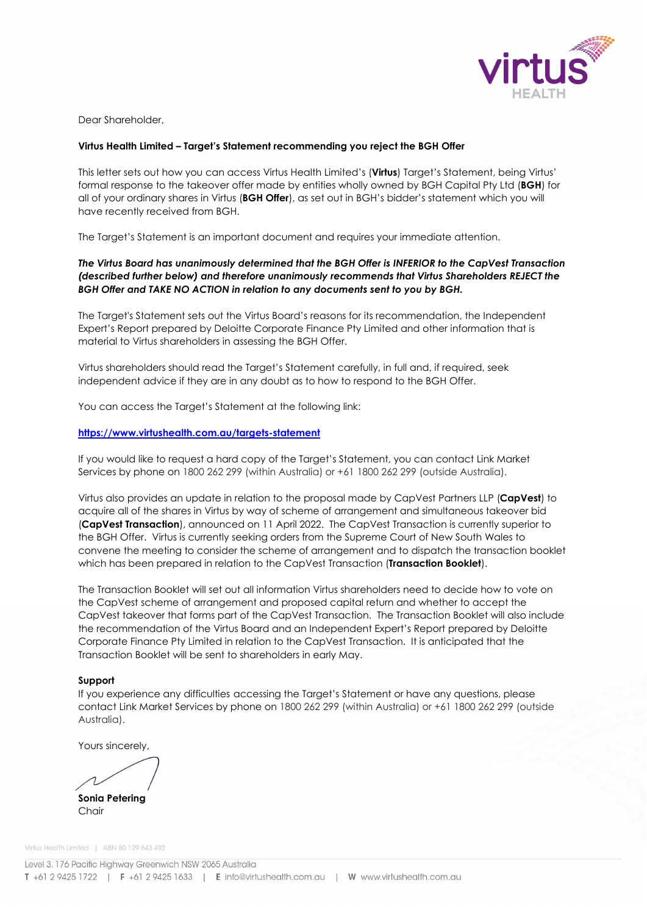Dear Shareholder,

**Virtus Health Limited – Target's Statement recommending you reject the BGH Offer**

This letter sets out how you can access Virtus Health Limited's (**Virtus**) Target's Statement, being Virtus' formal response to the takeover offer made by entities wholly owned by BGH Capital Pty Ltd (**BGH**) for all of your ordinary shares in Virtus (**BGH Offer**), as set out in BGH's bidder's statement which you will have recently received from BGH.

The Target's Statement is an important document and requires your immediate attention.

***The Virtus Board has unanimously determined that the BGH Offer is INFERIOR to the CapVest Transaction (described further below) and therefore unanimously recommends that Virtus Shareholders REJECT the BGH Offer and TAKE NO ACTION in relation to any documents sent to you by BGH.***

The Target's Statement sets out the Virtus Board's reasons for its recommendation, the Independent Expert's Report prepared by Deloitte Corporate Finance Pty Limited and other information that is material to Virtus shareholders in assessing the BGH Offer.

Virtus shareholders should read the Target's Statement carefully, in full and, if required, seek independent advice if they are in any doubt as to how to respond to the BGH Offer.

You can access the Target's Statement at the following link:

**https://www.virtushealth.com.au/targets-statement**

If you would like to request a hard copy of the Target's Statement, you can contact Link Market Services by phone on 1800 262 299 (within Australia) or +61 1800 262 299 (outside Australia).

Virtus also provides an update in relation to the proposal made by CapVest Partners LLP (**CapVest**) to acquire all of the shares in Virtus by way of scheme of arrangement and simultaneous takeover bid (**CapVest Transaction**), announced on 11 April 2022. The CapVest Transaction is currently superior to the BGH Offer. Virtus is currently seeking orders from the Supreme Court of New South Wales to convene the meeting to consider the scheme of arrangement and to dispatch the transaction booklet which has been prepared in relation to the CapVest Transaction (**Transaction Booklet**).

The Transaction Booklet will set out all information Virtus shareholders need to decide how to vote on the CapVest scheme of arrangement and proposed capital return and whether to accept the CapVest takeover that forms part of the CapVest Transaction. The Transaction Booklet will also include the recommendation of the Virtus Board and an Independent Expert's Report prepared by Deloitte Corporate Finance Pty Limited in relation to the CapVest Transaction. It is anticipated that the Transaction Booklet will be sent to shareholders in early May.

**Support**

If you experience any difficulties accessing the Target's Statement or have any questions, please contact Link Market Services by phone on 1800 262 299 (within Australia) or +61 1800 262 299 (outside Australia).

Yours sincerely,

**Sonia Petering**
Chair

Virtus Health Limited | ABN 80 129 643 492

Level 3, 176 Pacific Highway Greenwich NSW 2065 Australia
T +61 2 9425 1722 | F +61 2 9425 1633 | E info@virtushealth.com.au | W www.virtushealth.com.au